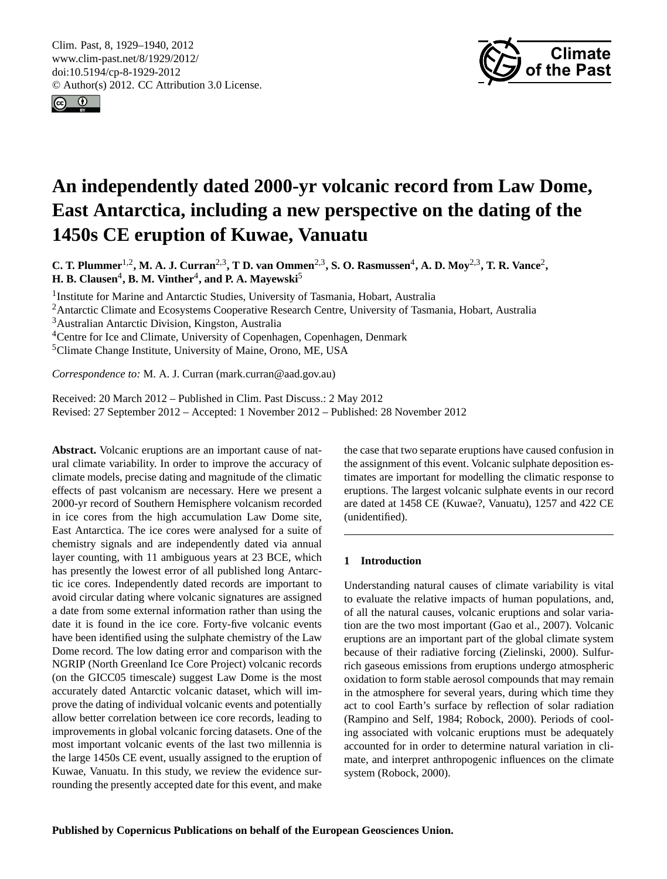# An independently dated 2000-yr volcanic record from Law Dome, East Antarctica, including a new perspective on the dating of the 1450s CE eruption of Kuwae, Vanuatu

**C. T. Plummer[1,2], M. A. J. Curran[2,3], T D. van Ommen[2,3], S. O. Rasmussen[4], A. D. Moy[2,3], T. R. Vance[2], H. B. Clausen[4], B. M. Vinther[4], and P. A. Mayewski[5]**

[1]Institute for Marine and Antarctic Studies, University of Tasmania, Hobart, Australia
[2]Antarctic Climate and Ecosystems Cooperative Research Centre, University of Tasmania, Hobart, Australia
[3]Australian Antarctic Division, Kingston, Australia
[4]Centre for Ice and Climate, University of Copenhagen, Copenhagen, Denmark
[5]Climate Change Institute, University of Maine, Orono, ME, USA

*Correspondence to:* M. A. J. Curran (mark.curran@aad.gov.au)

Received: 20 March 2012 – Published in Clim. Past Discuss.: 2 May 2012
Revised: 27 September 2012 – Accepted: 1 November 2012 – Published: 28 November 2012

**Abstract.** Volcanic eruptions are an important cause of natural climate variability. In order to improve the accuracy of climate models, precise dating and magnitude of the climatic effects of past volcanism are necessary. Here we present a 2000-yr record of Southern Hemisphere volcanism recorded in ice cores from the high accumulation Law Dome site, East Antarctica. The ice cores were analysed for a suite of chemistry signals and are independently dated via annual layer counting, with 11 ambiguous years at 23 BCE, which has presently the lowest error of all published long Antarctic ice cores. Independently dated records are important to avoid circular dating where volcanic signatures are assigned a date from some external information rather than using the date it is found in the ice core. Forty-five volcanic events have been identified using the sulphate chemistry of the Law Dome record. The low dating error and comparison with the NGRIP (North Greenland Ice Core Project) volcanic records (on the GICC05 timescale) suggest Law Dome is the most accurately dated Antarctic volcanic dataset, which will improve the dating of individual volcanic events and potentially allow better correlation between ice core records, leading to improvements in global volcanic forcing datasets. One of the most important volcanic events of the last two millennia is the large 1450s CE event, usually assigned to the eruption of Kuwae, Vanuatu. In this study, we review the evidence surrounding the presently accepted date for this event, and make the case that two separate eruptions have caused confusion in the assignment of this event. Volcanic sulphate deposition estimates are important for modelling the climatic response to eruptions. The largest volcanic sulphate events in our record are dated at 1458 CE (Kuwae?, Vanuatu), 1257 and 422 CE (unidentified).

## 1 Introduction

Understanding natural causes of climate variability is vital to evaluate the relative impacts of human populations, and, of all the natural causes, volcanic eruptions and solar variation are the two most important (Gao et al., 2007). Volcanic eruptions are an important part of the global climate system because of their radiative forcing (Zielinski, 2000). Sulfur-rich gaseous emissions from eruptions undergo atmospheric oxidation to form stable aerosol compounds that may remain in the atmosphere for several years, during which time they act to cool Earth's surface by reflection of solar radiation (Rampino and Self, 1984; Robock, 2000). Periods of cooling associated with volcanic eruptions must be adequately accounted for in order to determine natural variation in climate, and interpret anthropogenic influences on the climate system (Robock, 2000).

**Published by Copernicus Publications on behalf of the European Geosciences Union.**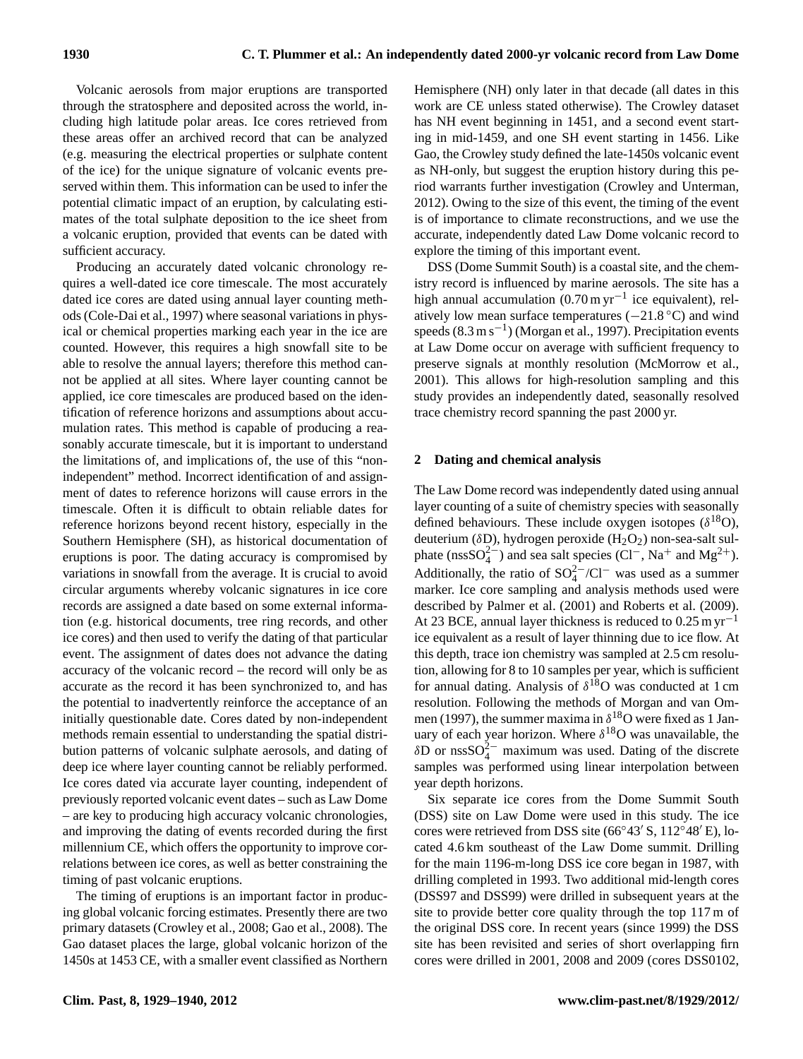Volcanic aerosols from major eruptions are transported through the stratosphere and deposited across the world, including high latitude polar areas. Ice cores retrieved from these areas offer an archived record that can be analyzed (e.g. measuring the electrical properties or sulphate content of the ice) for the unique signature of volcanic events preserved within them. This information can be used to infer the potential climatic impact of an eruption, by calculating estimates of the total sulphate deposition to the ice sheet from a volcanic eruption, provided that events can be dated with sufficient accuracy.

Producing an accurately dated volcanic chronology requires a well-dated ice core timescale. The most accurately dated ice cores are dated using annual layer counting methods (Cole-Dai et al., 1997) where seasonal variations in physical or chemical properties marking each year in the ice are counted. However, this requires a high snowfall site to be able to resolve the annual layers; therefore this method cannot be applied at all sites. Where layer counting cannot be applied, ice core timescales are produced based on the identification of reference horizons and assumptions about accumulation rates. This method is capable of producing a reasonably accurate timescale, but it is important to understand the limitations of, and implications of, the use of this "non-independent" method. Incorrect identification of and assignment of dates to reference horizons will cause errors in the timescale. Often it is difficult to obtain reliable dates for reference horizons beyond recent history, especially in the Southern Hemisphere (SH), as historical documentation of eruptions is poor. The dating accuracy is compromised by variations in snowfall from the average. It is crucial to avoid circular arguments whereby volcanic signatures in ice core records are assigned a date based on some external information (e.g. historical documents, tree ring records, and other ice cores) and then used to verify the dating of that particular event. The assignment of dates does not advance the dating accuracy of the volcanic record – the record will only be as accurate as the record it has been synchronized to, and has the potential to inadvertently reinforce the acceptance of an initially questionable date. Cores dated by non-independent methods remain essential to understanding the spatial distribution patterns of volcanic sulphate aerosols, and dating of deep ice where layer counting cannot be reliably performed. Ice cores dated via accurate layer counting, independent of previously reported volcanic event dates – such as Law Dome – are key to producing high accuracy volcanic chronologies, and improving the dating of events recorded during the first millennium CE, which offers the opportunity to improve correlations between ice cores, as well as better constraining the timing of past volcanic eruptions.

The timing of eruptions is an important factor in producing global volcanic forcing estimates. Presently there are two primary datasets (Crowley et al., 2008; Gao et al., 2008). The Gao dataset places the large, global volcanic horizon of the 1450s at 1453 CE, with a smaller event classified as Northern Hemisphere (NH) only later in that decade (all dates in this work are CE unless stated otherwise). The Crowley dataset has NH event beginning in 1451, and a second event starting in mid-1459, and one SH event starting in 1456. Like Gao, the Crowley study defined the late-1450s volcanic event as NH-only, but suggest the eruption history during this period warrants further investigation (Crowley and Unterman, 2012). Owing to the size of this event, the timing of the event is of importance to climate reconstructions, and we use the accurate, independently dated Law Dome volcanic record to explore the timing of this important event.

DSS (Dome Summit South) is a coastal site, and the chemistry record is influenced by marine aerosols. The site has a high annual accumulation ($0.70\,\mathrm{m\,yr^{-1}}$ ice equivalent), relatively low mean surface temperatures ($-21.8\,°\mathrm{C}$) and wind speeds ($8.3\,\mathrm{m\,s^{-1}}$) (Morgan et al., 1997). Precipitation events at Law Dome occur on average with sufficient frequency to preserve signals at monthly resolution (McMorrow et al., 2001). This allows for high-resolution sampling and this study provides an independently dated, seasonally resolved trace chemistry record spanning the past 2000 yr.

## 2 Dating and chemical analysis

The Law Dome record was independently dated using annual layer counting of a suite of chemistry species with seasonally defined behaviours. These include oxygen isotopes ($\delta^{18}O$), deuterium ($\delta D$), hydrogen peroxide ($H_2O_2$) non-sea-salt sulphate ($nssSO_4^{2-}$) and sea salt species ($Cl^-$, $Na^+$ and $Mg^{2+}$). Additionally, the ratio of $SO_4^{2-}/Cl^-$ was used as a summer marker. Ice core sampling and analysis methods used were described by Palmer et al. (2001) and Roberts et al. (2009). At 23 BCE, annual layer thickness is reduced to $0.25\,\mathrm{m\,yr^{-1}}$ ice equivalent as a result of layer thinning due to ice flow. At this depth, trace ion chemistry was sampled at 2.5 cm resolution, allowing for 8 to 10 samples per year, which is sufficient for annual dating. Analysis of $\delta^{18}O$ was conducted at 1 cm resolution. Following the methods of Morgan and van Ommen (1997), the summer maxima in $\delta^{18}O$ were fixed as 1 January of each year horizon. Where $\delta^{18}O$ was unavailable, the $\delta D$ or $nssSO_4^{2-}$ maximum was used. Dating of the discrete samples was performed using linear interpolation between year depth horizons.

Six separate ice cores from the Dome Summit South (DSS) site on Law Dome were used in this study. The ice cores were retrieved from DSS site (66°43′ S, 112°48′ E), located 4.6 km southeast of the Law Dome summit. Drilling for the main 1196-m-long DSS ice core began in 1987, with drilling completed in 1993. Two additional mid-length cores (DSS97 and DSS99) were drilled in subsequent years at the site to provide better core quality through the top 117 m of the original DSS core. In recent years (since 1999) the DSS site has been revisited and series of short overlapping firn cores were drilled in 2001, 2008 and 2009 (cores DSS0102,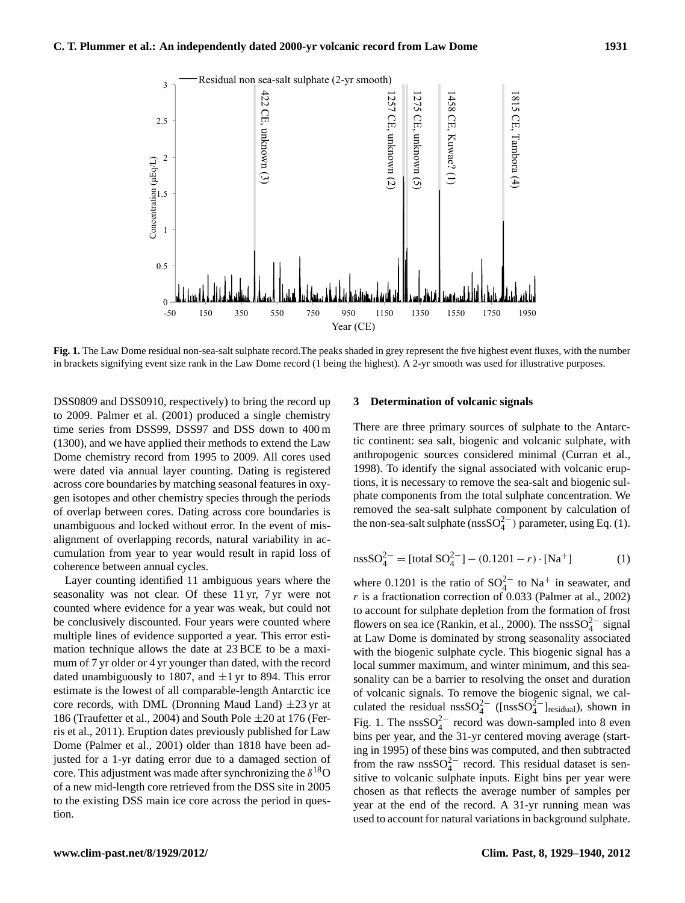**Fig. 1.** The Law Dome residual non-sea-salt sulphate record.The peaks shaded in grey represent the five highest event fluxes, with the number in brackets signifying event size rank in the Law Dome record (1 being the highest). A 2-yr smooth was used for illustrative purposes.

DSS0809 and DSS0910, respectively) to bring the record up to 2009. Palmer et al. (2001) produced a single chemistry time series from DSS99, DSS97 and DSS down to 400 m (1300), and we have applied their methods to extend the Law Dome chemistry record from 1995 to 2009. All cores used were dated via annual layer counting. Dating is registered across core boundaries by matching seasonal features in oxygen isotopes and other chemistry species through the periods of overlap between cores. Dating across core boundaries is unambiguous and locked without error. In the event of misalignment of overlapping records, natural variability in accumulation from year to year would result in rapid loss of coherence between annual cycles.

Layer counting identified 11 ambiguous years where the seasonality was not clear. Of these 11 yr, 7 yr were not counted where evidence for a year was weak, but could not be conclusively discounted. Four years were counted where multiple lines of evidence supported a year. This error estimation technique allows the date at 23 BCE to be a maximum of 7 yr older or 4 yr younger than dated, with the record dated unambiguously to 1807, and $\pm 1$ yr to 894. This error estimate is the lowest of all comparable-length Antarctic ice core records, with DML (Dronning Maud Land) $\pm 23$ yr at 186 (Traufetter et al., 2004) and South Pole $\pm 20$ at 176 (Ferris et al., 2011). Eruption dates previously published for Law Dome (Palmer et al., 2001) older than 1818 have been adjusted for a 1-yr dating error due to a damaged section of core. This adjustment was made after synchronizing the $\delta^{18}O$ of a new mid-length core retrieved from the DSS site in 2005 to the existing DSS main ice core across the period in question.

## 3 Determination of volcanic signals

There are three primary sources of sulphate to the Antarctic continent: sea salt, biogenic and volcanic sulphate, with anthropogenic sources considered minimal (Curran et al., 1998). To identify the signal associated with volcanic eruptions, it is necessary to remove the sea-salt and biogenic sulphate components from the total sulphate concentration. We removed the sea-salt sulphate component by calculation of the non-sea-salt sulphate ($nssSO_4^{2-}$) parameter, using Eq. (1).

$$nssSO_4^{2-} = [\text{total } SO_4^{2-}] - (0.1201 - r) \cdot [Na^+] \quad (1)$$

where 0.1201 is the ratio of $SO_4^{2-}$ to $Na^+$ in seawater, and $r$ is a fractionation correction of 0.033 (Palmer at al., 2002) to account for sulphate depletion from the formation of frost flowers on sea ice (Rankin, et al., 2000). The $nssSO_4^{2-}$ signal at Law Dome is dominated by strong seasonality associated with the biogenic sulphate cycle. This biogenic signal has a local summer maximum, and winter minimum, and this seasonality can be a barrier to resolving the onset and duration of volcanic signals. To remove the biogenic signal, we calculated the residual $nssSO_4^{2-}$ ($[nssSO_4^{2-}]_{residual}$), shown in Fig. 1. The $nssSO_4^{2-}$ record was down-sampled into 8 even bins per year, and the 31-yr centered moving average (starting in 1995) of these bins was computed, and then subtracted from the raw $nssSO_4^{2-}$ record. This residual dataset is sensitive to volcanic sulphate inputs. Eight bins per year were chosen as that reflects the average number of samples per year at the end of the record. A 31-yr running mean was used to account for natural variations in background sulphate.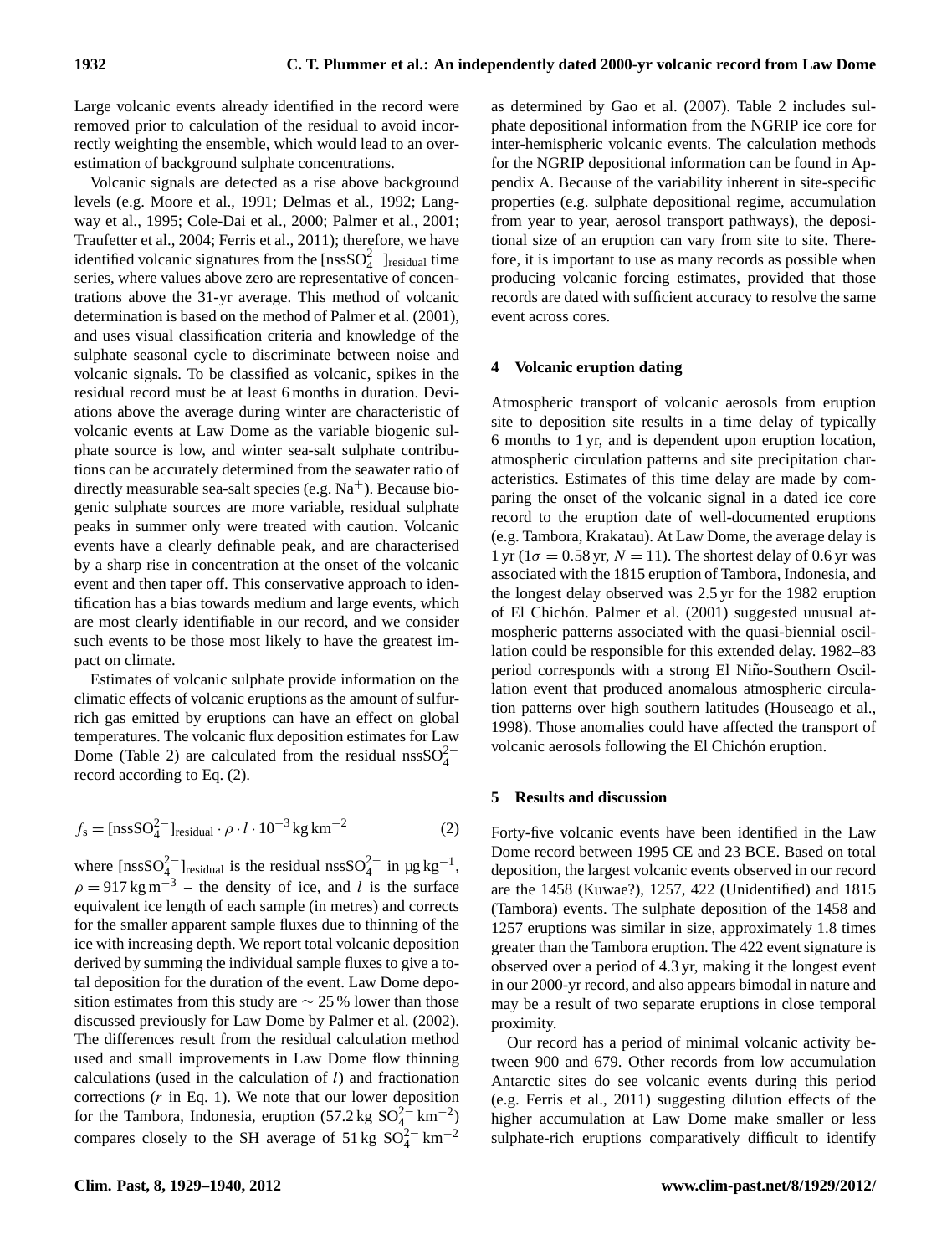Large volcanic events already identified in the record were removed prior to calculation of the residual to avoid incorrectly weighting the ensemble, which would lead to an overestimation of background sulphate concentrations.

Volcanic signals are detected as a rise above background levels (e.g. Moore et al., 1991; Delmas et al., 1992; Langway et al., 1995; Cole-Dai et al., 2000; Palmer et al., 2001; Traufetter et al., 2004; Ferris et al., 2011); therefore, we have identified volcanic signatures from the $[nssSO_4^{2-}]_{residual}$ time series, where values above zero are representative of concentrations above the 31-yr average. This method of volcanic determination is based on the method of Palmer et al. (2001), and uses visual classification criteria and knowledge of the sulphate seasonal cycle to discriminate between noise and volcanic signals. To be classified as volcanic, spikes in the residual record must be at least 6 months in duration. Deviations above the average during winter are characteristic of volcanic events at Law Dome as the variable biogenic sulphate source is low, and winter sea-salt sulphate contributions can be accurately determined from the seawater ratio of directly measurable sea-salt species (e.g. $Na^{+}$). Because biogenic sulphate sources are more variable, residual sulphate peaks in summer only were treated with caution. Volcanic events have a clearly definable peak, and are characterised by a sharp rise in concentration at the onset of the volcanic event and then taper off. This conservative approach to identification has a bias towards medium and large events, which are most clearly identifiable in our record, and we consider such events to be those most likely to have the greatest impact on climate.

Estimates of volcanic sulphate provide information on the climatic effects of volcanic eruptions as the amount of sulfur-rich gas emitted by eruptions can have an effect on global temperatures. The volcanic flux deposition estimates for Law Dome (Table 2) are calculated from the residual $nssSO_4^{2-}$ record according to Eq. (2).

$$f_s = [nssSO_4^{2-}]_{residual} \cdot \rho \cdot l \cdot 10^{-3}\,\text{kg}\,\text{km}^{-2} \tag{2}$$

where $[nssSO_4^{2-}]_{residual}$ is the residual $nssSO_4^{2-}$ in $\mu g\,kg^{-1}$, $\rho = 917\,kg\,m^{-3}$ – the density of ice, and $l$ is the surface equivalent ice length of each sample (in metres) and corrects for the smaller apparent sample fluxes due to thinning of the ice with increasing depth. We report total volcanic deposition derived by summing the individual sample fluxes to give a total deposition for the duration of the event. Law Dome deposition estimates from this study are $\sim 25\,\%$ lower than those discussed previously for Law Dome by Palmer et al. (2002). The differences result from the residual calculation method used and small improvements in Law Dome flow thinning calculations (used in the calculation of $l$) and fractionation corrections ($r$ in Eq. 1). We note that our lower deposition for the Tambora, Indonesia, eruption ($57.2\,kg\ SO_4^{2-}\,km^{-2}$) compares closely to the SH average of $51\,kg\ SO_4^{2-}\,km^{-2}$ as determined by Gao et al. (2007). Table 2 includes sulphate depositional information from the NGRIP ice core for inter-hemispheric volcanic events. The calculation methods for the NGRIP depositional information can be found in Appendix A. Because of the variability inherent in site-specific properties (e.g. sulphate depositional regime, accumulation from year to year, aerosol transport pathways), the depositional size of an eruption can vary from site to site. Therefore, it is important to use as many records as possible when producing volcanic forcing estimates, provided that those records are dated with sufficient accuracy to resolve the same event across cores.

## 4 Volcanic eruption dating

Atmospheric transport of volcanic aerosols from eruption site to deposition site results in a time delay of typically 6 months to 1 yr, and is dependent upon eruption location, atmospheric circulation patterns and site precipitation characteristics. Estimates of this time delay are made by comparing the onset of the volcanic signal in a dated ice core record to the eruption date of well-documented eruptions (e.g. Tambora, Krakatau). At Law Dome, the average delay is 1 yr ($1\sigma = 0.58$ yr, $N = 11$). The shortest delay of 0.6 yr was associated with the 1815 eruption of Tambora, Indonesia, and the longest delay observed was 2.5 yr for the 1982 eruption of El Chichón. Palmer et al. (2001) suggested unusual atmospheric patterns associated with the quasi-biennial oscillation could be responsible for this extended delay. 1982–83 period corresponds with a strong El Niño-Southern Oscillation event that produced anomalous atmospheric circulation patterns over high southern latitudes (Houseago et al., 1998). Those anomalies could have affected the transport of volcanic aerosols following the El Chichón eruption.

## 5 Results and discussion

Forty-five volcanic events have been identified in the Law Dome record between 1995 CE and 23 BCE. Based on total deposition, the largest volcanic events observed in our record are the 1458 (Kuwae?), 1257, 422 (Unidentified) and 1815 (Tambora) events. The sulphate deposition of the 1458 and 1257 eruptions was similar in size, approximately 1.8 times greater than the Tambora eruption. The 422 event signature is observed over a period of 4.3 yr, making it the longest event in our 2000-yr record, and also appears bimodal in nature and may be a result of two separate eruptions in close temporal proximity.

Our record has a period of minimal volcanic activity between 900 and 679. Other records from low accumulation Antarctic sites do see volcanic events during this period (e.g. Ferris et al., 2011) suggesting dilution effects of the higher accumulation at Law Dome make smaller or less sulphate-rich eruptions comparatively difficult to identify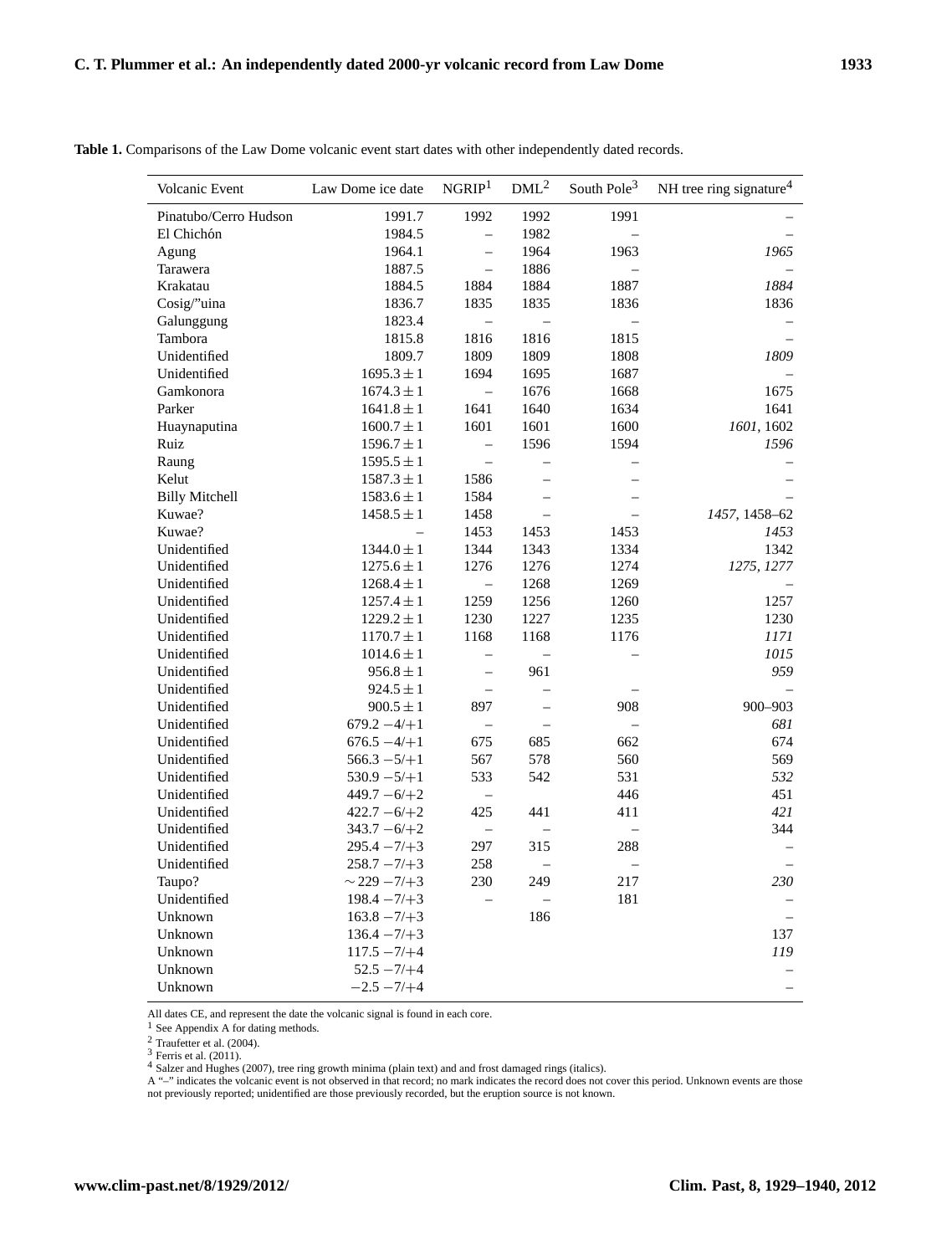**Table 1.** Comparisons of the Law Dome volcanic event start dates with other independently dated records.

| Volcanic Event | Law Dome ice date | NGRIP[1] | DML[2] | South Pole[3] | NH tree ring signature[4] |
|---|---|---|---|---|---|
| Pinatubo/Cerro Hudson | 1991.7 | 1992 | 1992 | 1991 | – |
| El Chichón | 1984.5 | – | 1982 | – | – |
| Agung | 1964.1 | – | 1964 | 1963 | *1965* |
| Tarawera | 1887.5 | – | 1886 | – | – |
| Krakatau | 1884.5 | 1884 | 1884 | 1887 | *1884* |
| Cosig/"uina | 1836.7 | 1835 | 1835 | 1836 | 1836 |
| Galunggung | 1823.4 | – | – | – | – |
| Tambora | 1815.8 | 1816 | 1816 | 1815 | – |
| Unidentified | 1809.7 | 1809 | 1809 | 1808 | *1809* |
| Unidentified | $1695.3 \pm 1$ | 1694 | 1695 | 1687 | – |
| Gamkonora | $1674.3 \pm 1$ | – | 1676 | 1668 | 1675 |
| Parker | $1641.8 \pm 1$ | 1641 | 1640 | 1634 | 1641 |
| Huaynaputina | $1600.7 \pm 1$ | 1601 | 1601 | 1600 | *1601*, 1602 |
| Ruiz | $1596.7 \pm 1$ | – | 1596 | 1594 | *1596* |
| Raung | $1595.5 \pm 1$ | – | – | – | – |
| Kelut | $1587.3 \pm 1$ | 1586 | – | – | – |
| Billy Mitchell | $1583.6 \pm 1$ | 1584 | – | – | – |
| Kuwae? | $1458.5 \pm 1$ | 1458 | – | – | *1457*, 1458–62 |
| Kuwae? | – | 1453 | 1453 | 1453 | *1453* |
| Unidentified | $1344.0 \pm 1$ | 1344 | 1343 | 1334 | 1342 |
| Unidentified | $1275.6 \pm 1$ | 1276 | 1276 | 1274 | *1275, 1277* |
| Unidentified | $1268.4 \pm 1$ | – | 1268 | 1269 | – |
| Unidentified | $1257.4 \pm 1$ | 1259 | 1256 | 1260 | 1257 |
| Unidentified | $1229.2 \pm 1$ | 1230 | 1227 | 1235 | 1230 |
| Unidentified | $1170.7 \pm 1$ | 1168 | 1168 | 1176 | *1171* |
| Unidentified | $1014.6 \pm 1$ | – | – | – | *1015* |
| Unidentified | $956.8 \pm 1$ | – | 961 | | *959* |
| Unidentified | $924.5 \pm 1$ | – | – | – | – |
| Unidentified | $900.5 \pm 1$ | 897 | – | 908 | 900–903 |
| Unidentified | $679.2\ -4/+1$ | – | – | – | *681* |
| Unidentified | $676.5\ -4/+1$ | 675 | 685 | 662 | 674 |
| Unidentified | $566.3\ -5/+1$ | 567 | 578 | 560 | 569 |
| Unidentified | $530.9\ -5/+1$ | 533 | 542 | 531 | *532* |
| Unidentified | $449.7\ -6/+2$ | – | | 446 | 451 |
| Unidentified | $422.7\ -6/+2$ | 425 | 441 | 411 | *421* |
| Unidentified | $343.7\ -6/+2$ | – | – | – | 344 |
| Unidentified | $295.4\ -7/+3$ | 297 | 315 | 288 | – |
| Unidentified | $258.7\ -7/+3$ | 258 | – | – | – |
| Taupo? | $\sim 229\ -7/+3$ | 230 | 249 | 217 | *230* |
| Unidentified | $198.4\ -7/+3$ | – | – | 181 | – |
| Unknown | $163.8\ -7/+3$ | | 186 | | – |
| Unknown | $136.4\ -7/+3$ | | | | 137 |
| Unknown | $117.5\ -7/+4$ | | | | *119* |
| Unknown | $52.5\ -7/+4$ | | | | – |
| Unknown | $-2.5\ -7/+4$ | | | | – |

All dates CE, and represent the date the volcanic signal is found in each core.
[1] See Appendix A for dating methods.
[2] Traufetter et al. (2004).
[3] Ferris et al. (2011).
[4] Salzer and Hughes (2007), tree ring growth minima (plain text) and and frost damaged rings (italics).
A "–" indicates the volcanic event is not observed in that record; no mark indicates the record does not cover this period. Unknown events are those not previously reported; unidentified are those previously recorded, but the eruption source is not known.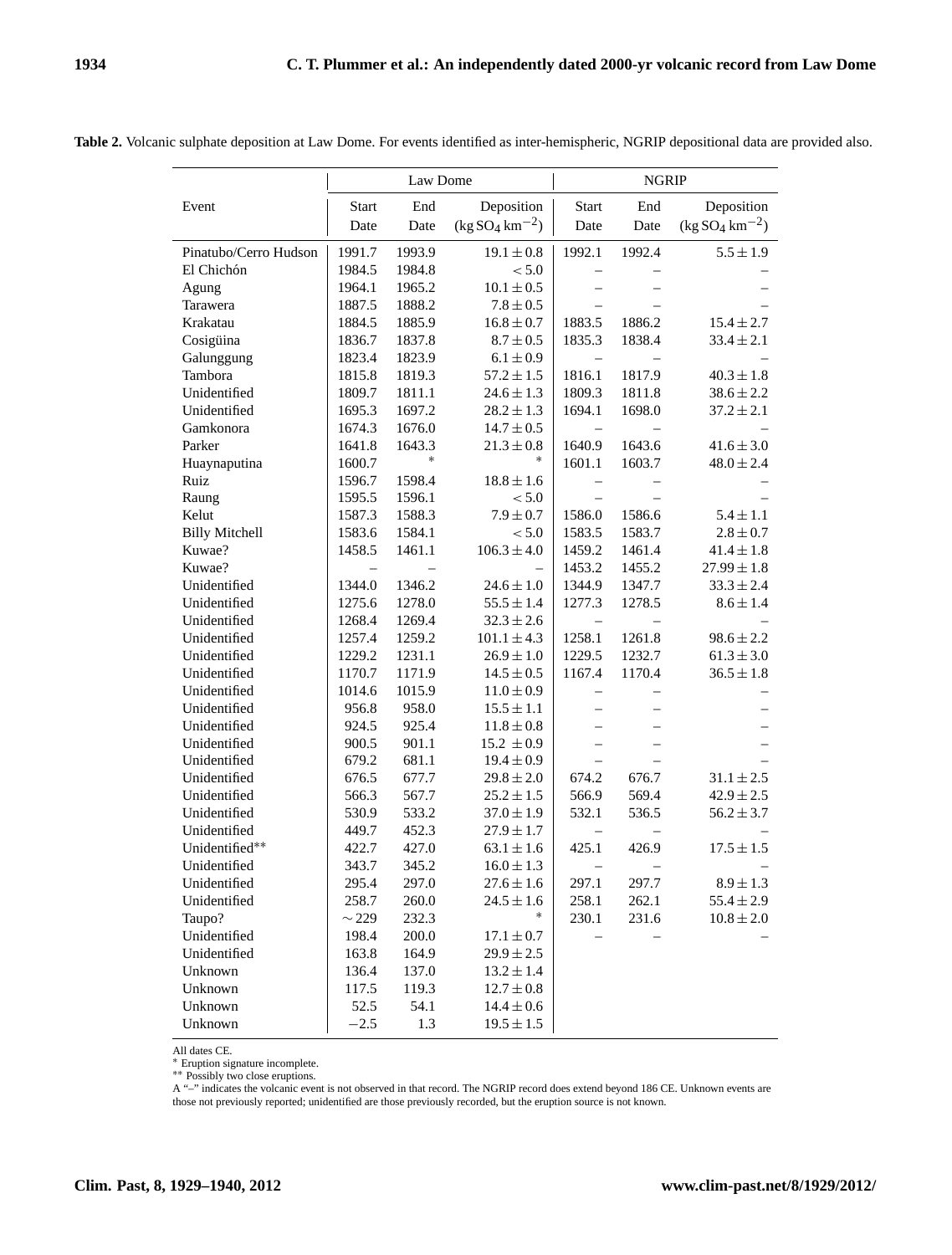**Table 2.** Volcanic sulphate deposition at Law Dome. For events identified as inter-hemispheric, NGRIP depositional data are provided also.

| | Law Dome | | | NGRIP | | |
|---|---|---|---|---|---|---|
| Event | Start Date | End Date | Deposition ($kg\,SO_4\,km^{-2}$) | Start Date | End Date | Deposition ($kg\,SO_4\,km^{-2}$) |
| Pinatubo/Cerro Hudson | 1991.7 | 1993.9 | $19.1 \pm 0.8$ | 1992.1 | 1992.4 | $5.5 \pm 1.9$ |
| El Chichón | 1984.5 | 1984.8 | $< 5.0$ | – | – | – |
| Agung | 1964.1 | 1965.2 | $10.1 \pm 0.5$ | – | – | – |
| Tarawera | 1887.5 | 1888.2 | $7.8 \pm 0.5$ | – | – | – |
| Krakatau | 1884.5 | 1885.9 | $16.8 \pm 0.7$ | 1883.5 | 1886.2 | $15.4 \pm 2.7$ |
| Cosigüina | 1836.7 | 1837.8 | $8.7 \pm 0.5$ | 1835.3 | 1838.4 | $33.4 \pm 2.1$ |
| Galunggung | 1823.4 | 1823.9 | $6.1 \pm 0.9$ | – | – | – |
| Tambora | 1815.8 | 1819.3 | $57.2 \pm 1.5$ | 1816.1 | 1817.9 | $40.3 \pm 1.8$ |
| Unidentified | 1809.7 | 1811.1 | $24.6 \pm 1.3$ | 1809.3 | 1811.8 | $38.6 \pm 2.2$ |
| Unidentified | 1695.3 | 1697.2 | $28.2 \pm 1.3$ | 1694.1 | 1698.0 | $37.2 \pm 2.1$ |
| Gamkonora | 1674.3 | 1676.0 | $14.7 \pm 0.5$ | – | – | – |
| Parker | 1641.8 | 1643.3 | $21.3 \pm 0.8$ | 1640.9 | 1643.6 | $41.6 \pm 3.0$ |
| Huaynaputina | 1600.7 | * | * | 1601.1 | 1603.7 | $48.0 \pm 2.4$ |
| Ruiz | 1596.7 | 1598.4 | $18.8 \pm 1.6$ | – | – | – |
| Raung | 1595.5 | 1596.1 | $< 5.0$ | – | – | – |
| Kelut | 1587.3 | 1588.3 | $7.9 \pm 0.7$ | 1586.0 | 1586.6 | $5.4 \pm 1.1$ |
| Billy Mitchell | 1583.6 | 1584.1 | $< 5.0$ | 1583.5 | 1583.7 | $2.8 \pm 0.7$ |
| Kuwae? | 1458.5 | 1461.1 | $106.3 \pm 4.0$ | 1459.2 | 1461.4 | $41.4 \pm 1.8$ |
| Kuwae? | – | – | – | 1453.2 | 1455.2 | $27.99 \pm 1.8$ |
| Unidentified | 1344.0 | 1346.2 | $24.6 \pm 1.0$ | 1344.9 | 1347.7 | $33.3 \pm 2.4$ |
| Unidentified | 1275.6 | 1278.0 | $55.5 \pm 1.4$ | 1277.3 | 1278.5 | $8.6 \pm 1.4$ |
| Unidentified | 1268.4 | 1269.4 | $32.3 \pm 2.6$ | – | – | – |
| Unidentified | 1257.4 | 1259.2 | $101.1 \pm 4.3$ | 1258.1 | 1261.8 | $98.6 \pm 2.2$ |
| Unidentified | 1229.2 | 1231.1 | $26.9 \pm 1.0$ | 1229.5 | 1232.7 | $61.3 \pm 3.0$ |
| Unidentified | 1170.7 | 1171.9 | $14.5 \pm 0.5$ | 1167.4 | 1170.4 | $36.5 \pm 1.8$ |
| Unidentified | 1014.6 | 1015.9 | $11.0 \pm 0.9$ | – | – | – |
| Unidentified | 956.8 | 958.0 | $15.5 \pm 1.1$ | – | – | – |
| Unidentified | 924.5 | 925.4 | $11.8 \pm 0.8$ | – | – | – |
| Unidentified | 900.5 | 901.1 | $15.2 \pm 0.9$ | – | – | – |
| Unidentified | 679.2 | 681.1 | $19.4 \pm 0.9$ | – | – | – |
| Unidentified | 676.5 | 677.7 | $29.8 \pm 2.0$ | 674.2 | 676.7 | $31.1 \pm 2.5$ |
| Unidentified | 566.3 | 567.7 | $25.2 \pm 1.5$ | 566.9 | 569.4 | $42.9 \pm 2.5$ |
| Unidentified | 530.9 | 533.2 | $37.0 \pm 1.9$ | 532.1 | 536.5 | $56.2 \pm 3.7$ |
| Unidentified | 449.7 | 452.3 | $27.9 \pm 1.7$ | – | – | – |
| Unidentified** | 422.7 | 427.0 | $63.1 \pm 1.6$ | 425.1 | 426.9 | $17.5 \pm 1.5$ |
| Unidentified | 343.7 | 345.2 | $16.0 \pm 1.3$ | – | – | – |
| Unidentified | 295.4 | 297.0 | $27.6 \pm 1.6$ | 297.1 | 297.7 | $8.9 \pm 1.3$ |
| Unidentified | 258.7 | 260.0 | $24.5 \pm 1.6$ | 258.1 | 262.1 | $55.4 \pm 2.9$ |
| Taupo? | ~229 | 232.3 | * | 230.1 | 231.6 | $10.8 \pm 2.0$ |
| Unidentified | 198.4 | 200.0 | $17.1 \pm 0.7$ | – | – | – |
| Unidentified | 163.8 | 164.9 | $29.9 \pm 2.5$ | | | |
| Unknown | 136.4 | 137.0 | $13.2 \pm 1.4$ | | | |
| Unknown | 117.5 | 119.3 | $12.7 \pm 0.8$ | | | |
| Unknown | 52.5 | 54.1 | $14.4 \pm 0.6$ | | | |
| Unknown | −2.5 | 1.3 | $19.5 \pm 1.5$ | | | |

All dates CE.
* Eruption signature incomplete.
** Possibly two close eruptions.
A "–" indicates the volcanic event is not observed in that record. The NGRIP record does extend beyond 186 CE. Unknown events are those not previously reported; unidentified are those previously recorded, but the eruption source is not known.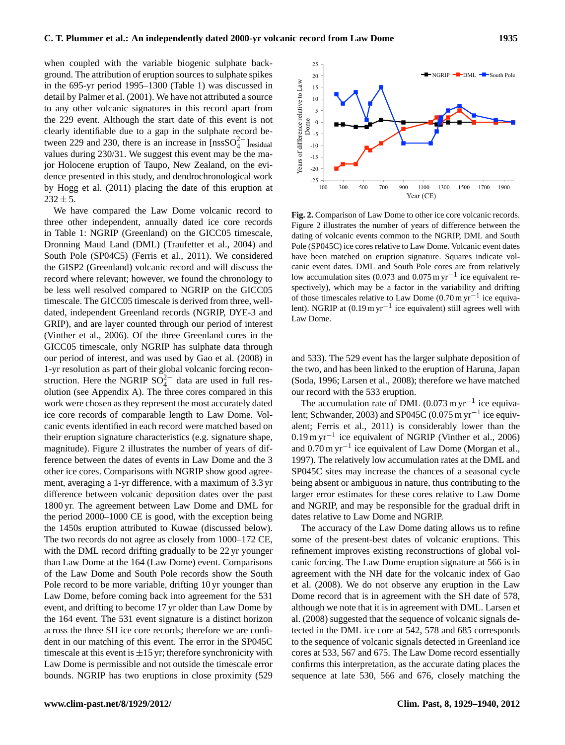when coupled with the variable biogenic sulphate background. The attribution of eruption sources to sulphate spikes in the 695-yr period 1995–1300 (Table 1) was discussed in detail by Palmer et al. (2001). We have not attributed a source to any other volcanic signatures in this record apart from the 229 event. Although the start date of this event is not clearly identifiable due to a gap in the sulphate record between 229 and 230, there is an increase in $[nssSO_4^{2-}]_{residual}$ values during 230/31. We suggest this event may be the major Holocene eruption of Taupo, New Zealand, on the evidence presented in this study, and dendrochronological work by Hogg et al. (2011) placing the date of this eruption at $232 \pm 5$.

We have compared the Law Dome volcanic record to three other independent, annually dated ice core records in Table 1: NGRIP (Greenland) on the GICC05 timescale, Dronning Maud Land (DML) (Traufetter et al., 2004) and South Pole (SP04C5) (Ferris et al., 2011). We considered the GISP2 (Greenland) volcanic record and will discuss the record where relevant; however, we found the chronology to be less well resolved compared to NGRIP on the GICC05 timescale. The GICC05 timescale is derived from three, well-dated, independent Greenland records (NGRIP, DYE-3 and GRIP), and are layer counted through our period of interest (Vinther et al., 2006). Of the three Greenland cores in the GICC05 timescale, only NGRIP has sulphate data through our period of interest, and was used by Gao et al. (2008) in 1-yr resolution as part of their global volcanic forcing reconstruction. Here the NGRIP $SO_4^{2-}$ data are used in full resolution (see Appendix A). The three cores compared in this work were chosen as they represent the most accurately dated ice core records of comparable length to Law Dome. Volcanic events identified in each record were matched based on their eruption signature characteristics (e.g. signature shape, magnitude). Figure 2 illustrates the number of years of difference between the dates of events in Law Dome and the 3 other ice cores. Comparisons with NGRIP show good agreement, averaging a 1-yr difference, with a maximum of 3.3 yr difference between volcanic deposition dates over the past 1800 yr. The agreement between Law Dome and DML for the period 2000–1000 CE is good, with the exception being the 1450s eruption attributed to Kuwae (discussed below). The two records do not agree as closely from 1000–172 CE, with the DML record drifting gradually to be 22 yr younger than Law Dome at the 164 (Law Dome) event. Comparisons of the Law Dome and South Pole records show the South Pole record to be more variable, drifting 10 yr younger than Law Dome, before coming back into agreement for the 531 event, and drifting to become 17 yr older than Law Dome by the 164 event. The 531 event signature is a distinct horizon across the three SH ice core records; therefore we are confident in our matching of this event. The error in the SP045C timescale at this event is $\pm 15$ yr; therefore synchronicity with Law Dome is permissible and not outside the timescale error bounds. NGRIP has two eruptions in close proximity (529 and 533). The 529 event has the larger sulphate deposition of the two, and has been linked to the eruption of Haruna, Japan (Soda, 1996; Larsen et al., 2008); therefore we have matched our record with the 533 eruption.

**Fig. 2.** Comparison of Law Dome to other ice core volcanic records. Figure 2 illustrates the number of years of difference between the dating of volcanic events common to the NGRIP, DML and South Pole (SP045C) ice cores relative to Law Dome. Volcanic event dates have been matched on eruption signature. Squares indicate volcanic event dates. DML and South Pole cores are from relatively low accumulation sites (0.073 and 0.075 m $yr^{-1}$ ice equivalent respectively), which may be a factor in the variability and drifting of those timescales relative to Law Dome (0.70 m $yr^{-1}$ ice equivalent). NGRIP at (0.19 m $yr^{-1}$ ice equivalent) still agrees well with Law Dome.

The accumulation rate of DML (0.073 m $yr^{-1}$ ice equivalent; Schwander, 2003) and SP045C (0.075 m $yr^{-1}$ ice equivalent; Ferris et al., 2011) is considerably lower than the 0.19 m $yr^{-1}$ ice equivalent of NGRIP (Vinther et al., 2006) and 0.70 m $yr^{-1}$ ice equivalent of Law Dome (Morgan et al., 1997). The relatively low accumulation rates at the DML and SP045C sites may increase the chances of a seasonal cycle being absent or ambiguous in nature, thus contributing to the larger error estimates for these cores relative to Law Dome and NGRIP, and may be responsible for the gradual drift in dates relative to Law Dome and NGRIP.

The accuracy of the Law Dome dating allows us to refine some of the present-best dates of volcanic eruptions. This refinement improves existing reconstructions of global volcanic forcing. The Law Dome eruption signature at 566 is in agreement with the NH date for the volcanic index of Gao et al. (2008). We do not observe any eruption in the Law Dome record that is in agreement with the SH date of 578, although we note that it is in agreement with DML. Larsen et al. (2008) suggested that the sequence of volcanic signals detected in the DML ice core at 542, 578 and 685 corresponds to the sequence of volcanic signals detected in Greenland ice cores at 533, 567 and 675. The Law Dome record essentially confirms this interpretation, as the accurate dating places the sequence at late 530, 566 and 676, closely matching the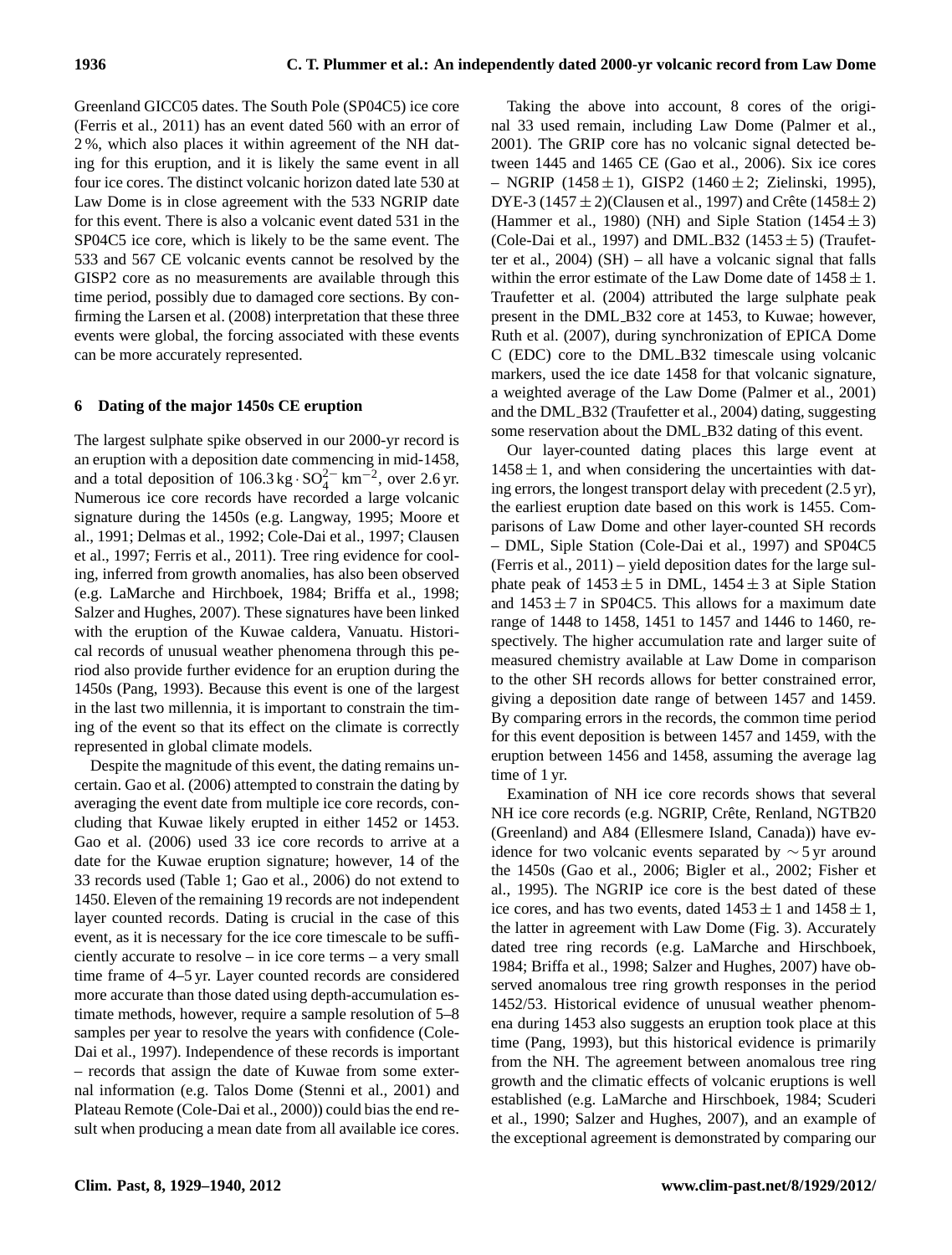Greenland GICC05 dates. The South Pole (SP04C5) ice core (Ferris et al., 2011) has an event dated 560 with an error of 2 %, which also places it within agreement of the NH dating for this eruption, and it is likely the same event in all four ice cores. The distinct volcanic horizon dated late 530 at Law Dome is in close agreement with the 533 NGRIP date for this event. There is also a volcanic event dated 531 in the SP04C5 ice core, which is likely to be the same event. The 533 and 567 CE volcanic events cannot be resolved by the GISP2 core as no measurements are available through this time period, possibly due to damaged core sections. By confirming the Larsen et al. (2008) interpretation that these three events were global, the forcing associated with these events can be more accurately represented.

## 6 Dating of the major 1450s CE eruption

The largest sulphate spike observed in our 2000-yr record is an eruption with a deposition date commencing in mid-1458, and a total deposition of $106.3\,\mathrm{kg \cdot SO_4^{2-}\,km^{-2}}$, over 2.6 yr. Numerous ice core records have recorded a large volcanic signature during the 1450s (e.g. Langway, 1995; Moore et al., 1991; Delmas et al., 1992; Cole-Dai et al., 1997; Clausen et al., 1997; Ferris et al., 2011). Tree ring evidence for cooling, inferred from growth anomalies, has also been observed (e.g. LaMarche and Hirchboek, 1984; Briffa et al., 1998; Salzer and Hughes, 2007). These signatures have been linked with the eruption of the Kuwae caldera, Vanuatu. Historical records of unusual weather phenomena through this period also provide further evidence for an eruption during the 1450s (Pang, 1993). Because this event is one of the largest in the last two millennia, it is important to constrain the timing of the event so that its effect on the climate is correctly represented in global climate models.

Despite the magnitude of this event, the dating remains uncertain. Gao et al. (2006) attempted to constrain the dating by averaging the event date from multiple ice core records, concluding that Kuwae likely erupted in either 1452 or 1453. Gao et al. (2006) used 33 ice core records to arrive at a date for the Kuwae eruption signature; however, 14 of the 33 records used (Table 1; Gao et al., 2006) do not extend to 1450. Eleven of the remaining 19 records are not independent layer counted records. Dating is crucial in the case of this event, as it is necessary for the ice core timescale to be sufficiently accurate to resolve – in ice core terms – a very small time frame of 4–5 yr. Layer counted records are considered more accurate than those dated using depth-accumulation estimate methods, however, require a sample resolution of 5–8 samples per year to resolve the years with confidence (Cole-Dai et al., 1997). Independence of these records is important – records that assign the date of Kuwae from some external information (e.g. Talos Dome (Stenni et al., 2001) and Plateau Remote (Cole-Dai et al., 2000)) could bias the end result when producing a mean date from all available ice cores.

Taking the above into account, 8 cores of the original 33 used remain, including Law Dome (Palmer et al., 2001). The GRIP core has no volcanic signal detected between 1445 and 1465 CE (Gao et al., 2006). Six ice cores – NGRIP ($1458 \pm 1$), GISP2 ($1460 \pm 2$; Zielinski, 1995), DYE-3 ($1457 \pm 2$)(Clausen et al., 1997) and Crête ($1458 \pm 2$) (Hammer et al., 1980) (NH) and Siple Station ($1454 \pm 3$) (Cole-Dai et al., 1997) and DML_B32 ($1453 \pm 5$) (Traufetter et al., 2004) (SH) – all have a volcanic signal that falls within the error estimate of the Law Dome date of $1458 \pm 1$. Traufetter et al. (2004) attributed the large sulphate peak present in the DML_B32 core at 1453, to Kuwae; however, Ruth et al. (2007), during synchronization of EPICA Dome C (EDC) core to the DML_B32 timescale using volcanic markers, used the ice date 1458 for that volcanic signature, a weighted average of the Law Dome (Palmer et al., 2001) and the DML_B32 (Traufetter et al., 2004) dating, suggesting some reservation about the DML_B32 dating of this event.

Our layer-counted dating places this large event at $1458 \pm 1$, and when considering the uncertainties with dating errors, the longest transport delay with precedent (2.5 yr), the earliest eruption date based on this work is 1455. Comparisons of Law Dome and other layer-counted SH records – DML, Siple Station (Cole-Dai et al., 1997) and SP04C5 (Ferris et al., 2011) – yield deposition dates for the large sulphate peak of $1453 \pm 5$ in DML, $1454 \pm 3$ at Siple Station and $1453 \pm 7$ in SP04C5. This allows for a maximum date range of 1448 to 1458, 1451 to 1457 and 1446 to 1460, respectively. The higher accumulation rate and larger suite of measured chemistry available at Law Dome in comparison to the other SH records allows for better constrained error, giving a deposition date range of between 1457 and 1459. By comparing errors in the records, the common time period for this event deposition is between 1457 and 1459, with the eruption between 1456 and 1458, assuming the average lag time of 1 yr.

Examination of NH ice core records shows that several NH ice core records (e.g. NGRIP, Crête, Renland, NGTB20 (Greenland) and A84 (Ellesmere Island, Canada)) have evidence for two volcanic events separated by $\sim 5$ yr around the 1450s (Gao et al., 2006; Bigler et al., 2002; Fisher et al., 1995). The NGRIP ice core is the best dated of these ice cores, and has two events, dated $1453 \pm 1$ and $1458 \pm 1$, the latter in agreement with Law Dome (Fig. 3). Accurately dated tree ring records (e.g. LaMarche and Hirschboek, 1984; Briffa et al., 1998; Salzer and Hughes, 2007) have observed anomalous tree ring growth responses in the period 1452/53. Historical evidence of unusual weather phenomena during 1453 also suggests an eruption took place at this time (Pang, 1993), but this historical evidence is primarily from the NH. The agreement between anomalous tree ring growth and the climatic effects of volcanic eruptions is well established (e.g. LaMarche and Hirschboek, 1984; Scuderi et al., 1990; Salzer and Hughes, 2007), and an example of the exceptional agreement is demonstrated by comparing our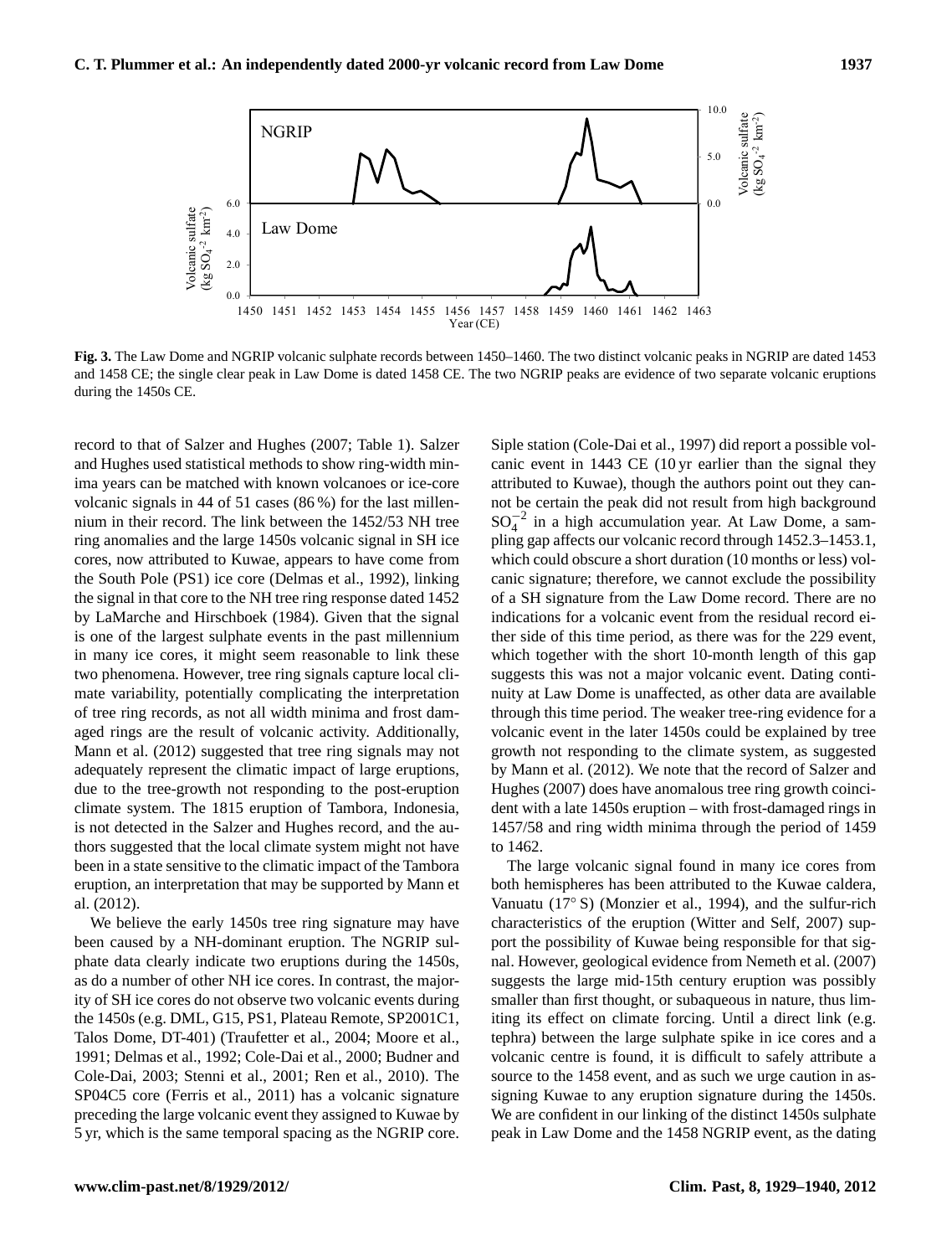**Fig. 3.** The Law Dome and NGRIP volcanic sulphate records between 1450–1460. The two distinct volcanic peaks in NGRIP are dated 1453 and 1458 CE; the single clear peak in Law Dome is dated 1458 CE. The two NGRIP peaks are evidence of two separate volcanic eruptions during the 1450s CE.

record to that of Salzer and Hughes (2007; Table 1). Salzer and Hughes used statistical methods to show ring-width minima years can be matched with known volcanoes or ice-core volcanic signals in 44 of 51 cases (86 %) for the last millennium in their record. The link between the 1452/53 NH tree ring anomalies and the large 1450s volcanic signal in SH ice cores, now attributed to Kuwae, appears to have come from the South Pole (PS1) ice core (Delmas et al., 1992), linking the signal in that core to the NH tree ring response dated 1452 by LaMarche and Hirschboek (1984). Given that the signal is one of the largest sulphate events in the past millennium in many ice cores, it might seem reasonable to link these two phenomena. However, tree ring signals capture local climate variability, potentially complicating the interpretation of tree ring records, as not all width minima and frost damaged rings are the result of volcanic activity. Additionally, Mann et al. (2012) suggested that tree ring signals may not adequately represent the climatic impact of large eruptions, due to the tree-growth not responding to the post-eruption climate system. The 1815 eruption of Tambora, Indonesia, is not detected in the Salzer and Hughes record, and the authors suggested that the local climate system might not have been in a state sensitive to the climatic impact of the Tambora eruption, an interpretation that may be supported by Mann et al. (2012).

We believe the early 1450s tree ring signature may have been caused by a NH-dominant eruption. The NGRIP sulphate data clearly indicate two eruptions during the 1450s, as do a number of other NH ice cores. In contrast, the majority of SH ice cores do not observe two volcanic events during the 1450s (e.g. DML, G15, PS1, Plateau Remote, SP2001C1, Talos Dome, DT-401) (Traufetter et al., 2004; Moore et al., 1991; Delmas et al., 1992; Cole-Dai et al., 2000; Budner and Cole-Dai, 2003; Stenni et al., 2001; Ren et al., 2010). The SP04C5 core (Ferris et al., 2011) has a volcanic signature preceding the large volcanic event they assigned to Kuwae by 5 yr, which is the same temporal spacing as the NGRIP core. Siple station (Cole-Dai et al., 1997) did report a possible volcanic event in 1443 CE (10 yr earlier than the signal they attributed to Kuwae), though the authors point out they cannot be certain the peak did not result from high background $SO_4^{-2}$ in a high accumulation year. At Law Dome, a sampling gap affects our volcanic record through 1452.3–1453.1, which could obscure a short duration (10 months or less) volcanic signature; therefore, we cannot exclude the possibility of a SH signature from the Law Dome record. There are no indications for a volcanic event from the residual record either side of this time period, as there was for the 229 event, which together with the short 10-month length of this gap suggests this was not a major volcanic event. Dating continuity at Law Dome is unaffected, as other data are available through this time period. The weaker tree-ring evidence for a volcanic event in the later 1450s could be explained by tree growth not responding to the climate system, as suggested by Mann et al. (2012). We note that the record of Salzer and Hughes (2007) does have anomalous tree ring growth coincident with a late 1450s eruption – with frost-damaged rings in 1457/58 and ring width minima through the period of 1459 to 1462.

The large volcanic signal found in many ice cores from both hemispheres has been attributed to the Kuwae caldera, Vanuatu (17° S) (Monzier et al., 1994), and the sulfur-rich characteristics of the eruption (Witter and Self, 2007) support the possibility of Kuwae being responsible for that signal. However, geological evidence from Nemeth et al. (2007) suggests the large mid-15th century eruption was possibly smaller than first thought, or subaqueous in nature, thus limiting its effect on climate forcing. Until a direct link (e.g. tephra) between the large sulphate spike in ice cores and a volcanic centre is found, it is difficult to safely attribute a source to the 1458 event, and as such we urge caution in assigning Kuwae to any eruption signature during the 1450s. We are confident in our linking of the distinct 1450s sulphate peak in Law Dome and the 1458 NGRIP event, as the dating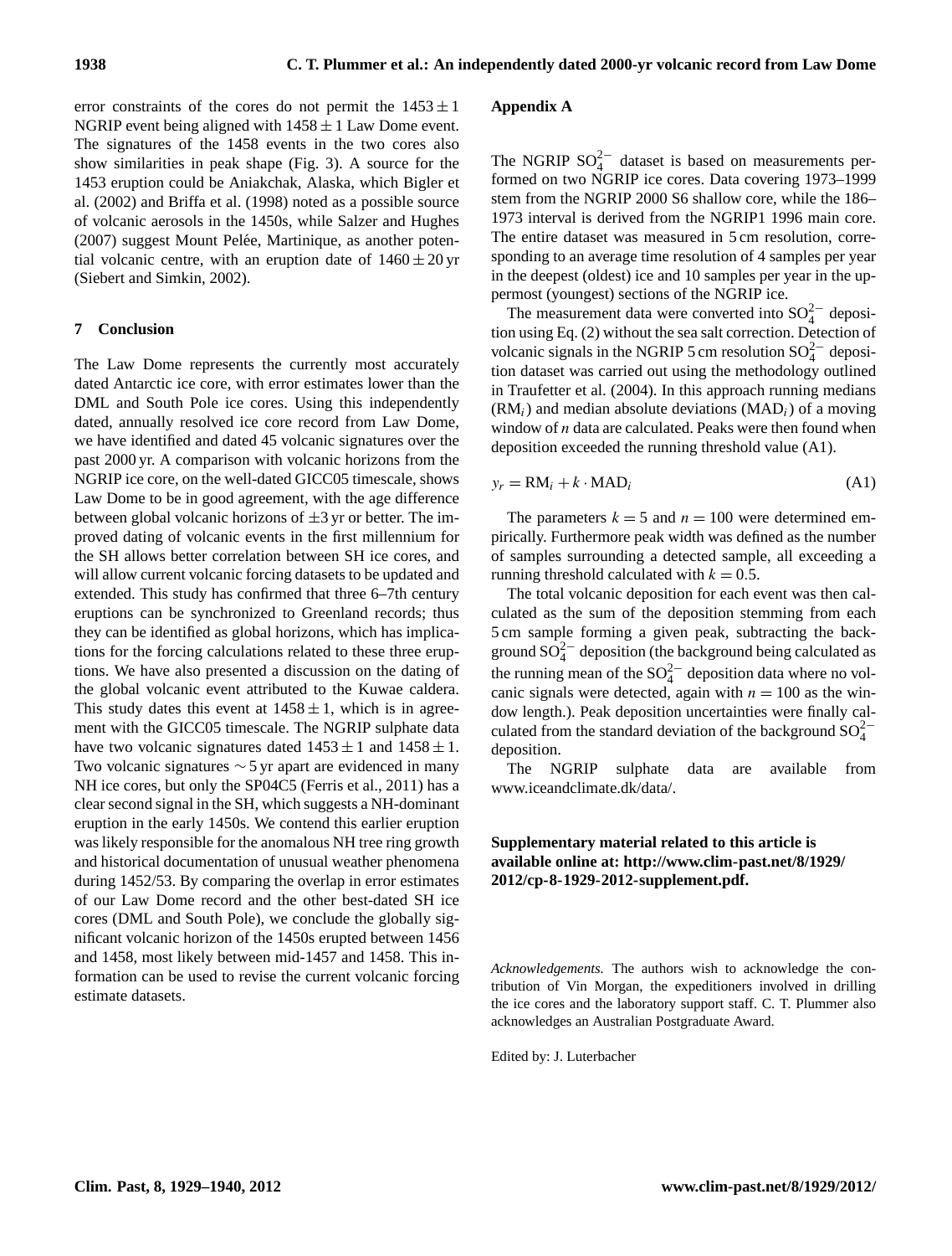error constraints of the cores do not permit the $1453 \pm 1$ NGRIP event being aligned with $1458 \pm 1$ Law Dome event. The signatures of the 1458 events in the two cores also show similarities in peak shape (Fig. 3). A source for the 1453 eruption could be Aniakchak, Alaska, which Bigler et al. (2002) and Briffa et al. (1998) noted as a possible source of volcanic aerosols in the 1450s, while Salzer and Hughes (2007) suggest Mount Pelée, Martinique, as another potential volcanic centre, with an eruption date of $1460 \pm 20$ yr (Siebert and Simkin, 2002).

## 7 Conclusion

The Law Dome represents the currently most accurately dated Antarctic ice core, with error estimates lower than the DML and South Pole ice cores. Using this independently dated, annually resolved ice core record from Law Dome, we have identified and dated 45 volcanic signatures over the past 2000 yr. A comparison with volcanic horizons from the NGRIP ice core, on the well-dated GICC05 timescale, shows Law Dome to be in good agreement, with the age difference between global volcanic horizons of $\pm 3$ yr or better. The improved dating of volcanic events in the first millennium for the SH allows better correlation between SH ice cores, and will allow current volcanic forcing datasets to be updated and extended. This study has confirmed that three 6–7th century eruptions can be synchronized to Greenland records; thus they can be identified as global horizons, which has implications for the forcing calculations related to these three eruptions. We have also presented a discussion on the dating of the global volcanic event attributed to the Kuwae caldera. This study dates this event at $1458 \pm 1$, which is in agreement with the GICC05 timescale. The NGRIP sulphate data have two volcanic signatures dated $1453 \pm 1$ and $1458 \pm 1$. Two volcanic signatures $\sim 5$ yr apart are evidenced in many NH ice cores, but only the SP04C5 (Ferris et al., 2011) has a clear second signal in the SH, which suggests a NH-dominant eruption in the early 1450s. We contend this earlier eruption was likely responsible for the anomalous NH tree ring growth and historical documentation of unusual weather phenomena during 1452/53. By comparing the overlap in error estimates of our Law Dome record and the other best-dated SH ice cores (DML and South Pole), we conclude the globally significant volcanic horizon of the 1450s erupted between 1456 and 1458, most likely between mid-1457 and 1458. This information can be used to revise the current volcanic forcing estimate datasets.

## Appendix A

The NGRIP $SO_4^{2-}$ dataset is based on measurements performed on two NGRIP ice cores. Data covering 1973–1999 stem from the NGRIP 2000 S6 shallow core, while the 186–1973 interval is derived from the NGRIP1 1996 main core. The entire dataset was measured in 5 cm resolution, corresponding to an average time resolution of 4 samples per year in the deepest (oldest) ice and 10 samples per year in the uppermost (youngest) sections of the NGRIP ice.

The measurement data were converted into $SO_4^{2-}$ deposition using Eq. (2) without the sea salt correction. Detection of volcanic signals in the NGRIP 5 cm resolution $SO_4^{2-}$ deposition dataset was carried out using the methodology outlined in Traufetter et al. (2004). In this approach running medians ($RM_i$) and median absolute deviations ($MAD_i$) of a moving window of $n$ data are calculated. Peaks were then found when deposition exceeded the running threshold value (A1).

$$y_r = \mathrm{RM}_i + k \cdot \mathrm{MAD}_i \tag{A1}$$

The parameters $k = 5$ and $n = 100$ were determined empirically. Furthermore peak width was defined as the number of samples surrounding a detected sample, all exceeding a running threshold calculated with $k = 0.5$.

The total volcanic deposition for each event was then calculated as the sum of the deposition stemming from each 5 cm sample forming a given peak, subtracting the background $SO_4^{2-}$ deposition (the background being calculated as the running mean of the $SO_4^{2-}$ deposition data where no volcanic signals were detected, again with $n = 100$ as the window length.). Peak deposition uncertainties were finally calculated from the standard deviation of the background $SO_4^{2-}$ deposition.

The NGRIP sulphate data are available from www.iceandclimate.dk/data/.

**Supplementary material related to this article is available online at: http://www.clim-past.net/8/1929/2012/cp-8-1929-2012-supplement.pdf.**

*Acknowledgements.* The authors wish to acknowledge the contribution of Vin Morgan, the expeditioners involved in drilling the ice cores and the laboratory support staff. C. T. Plummer also acknowledges an Australian Postgraduate Award.

Edited by: J. Luterbacher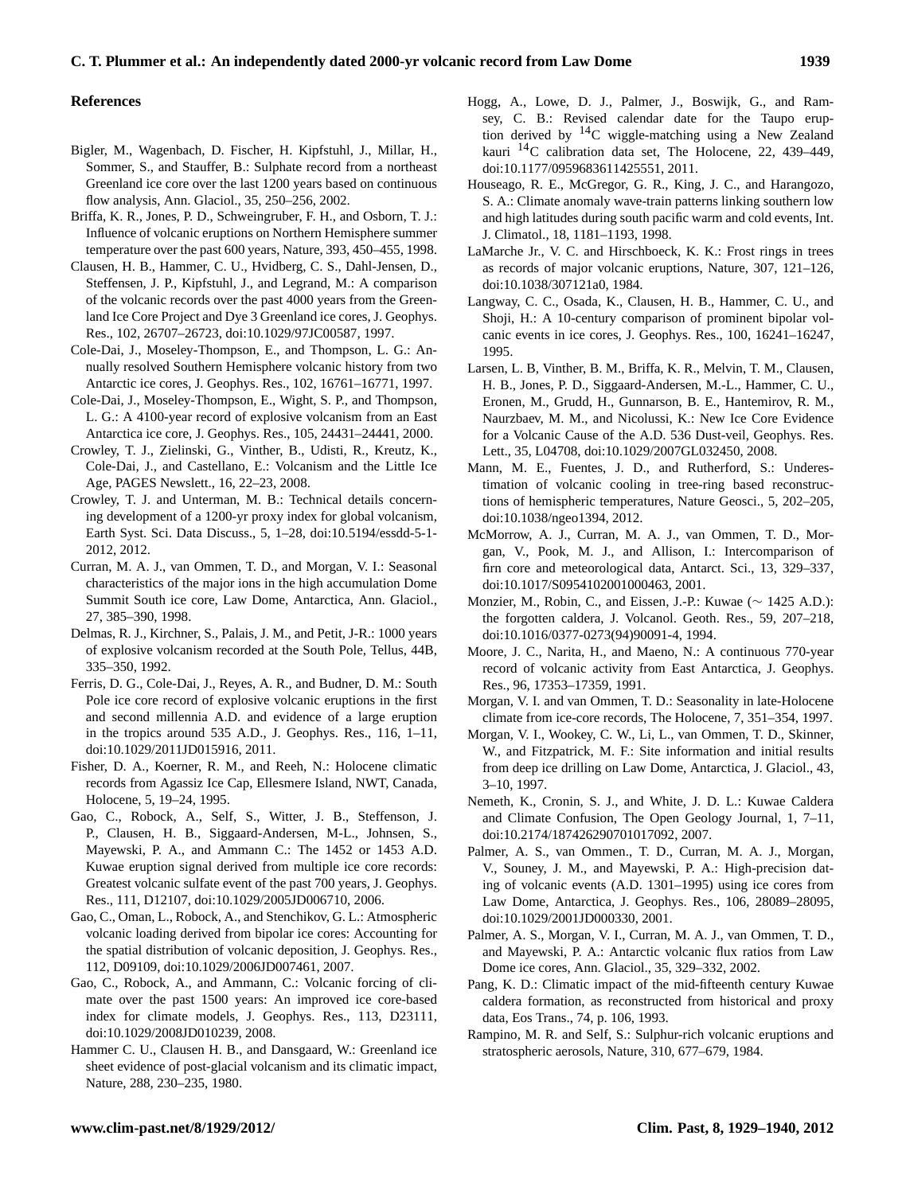## References

Bigler, M., Wagenbach, D. Fischer, H. Kipfstuhl, J., Millar, H., Sommer, S., and Stauffer, B.: Sulphate record from a northeast Greenland ice core over the last 1200 years based on continuous flow analysis, Ann. Glaciol., 35, 250–256, 2002.

Briffa, K. R., Jones, P. D., Schweingruber, F. H., and Osborn, T. J.: Influence of volcanic eruptions on Northern Hemisphere summer temperature over the past 600 years, Nature, 393, 450–455, 1998.

Clausen, H. B., Hammer, C. U., Hvidberg, C. S., Dahl-Jensen, D., Steffensen, J. P., Kipfstuhl, J., and Legrand, M.: A comparison of the volcanic records over the past 4000 years from the Greenland Ice Core Project and Dye 3 Greenland ice cores, J. Geophys. Res., 102, 26707–26723, doi:10.1029/97JC00587, 1997.

Cole-Dai, J., Moseley-Thompson, E., and Thompson, L. G.: Annually resolved Southern Hemisphere volcanic history from two Antarctic ice cores, J. Geophys. Res., 102, 16761–16771, 1997.

Cole-Dai, J., Moseley-Thompson, E., Wight, S. P., and Thompson, L. G.: A 4100-year record of explosive volcanism from an East Antarctica ice core, J. Geophys. Res., 105, 24431–24441, 2000.

Crowley, T. J., Zielinski, G., Vinther, B., Udisti, R., Kreutz, K., Cole-Dai, J., and Castellano, E.: Volcanism and the Little Ice Age, PAGES Newslett., 16, 22–23, 2008.

Crowley, T. J. and Unterman, M. B.: Technical details concerning development of a 1200-yr proxy index for global volcanism, Earth Syst. Sci. Data Discuss., 5, 1–28, doi:10.5194/essdd-5-1-2012, 2012.

Curran, M. A. J., van Ommen, T. D., and Morgan, V. I.: Seasonal characteristics of the major ions in the high accumulation Dome Summit South ice core, Law Dome, Antarctica, Ann. Glaciol., 27, 385–390, 1998.

Delmas, R. J., Kirchner, S., Palais, J. M., and Petit, J-R.: 1000 years of explosive volcanism recorded at the South Pole, Tellus, 44B, 335–350, 1992.

Ferris, D. G., Cole-Dai, J., Reyes, A. R., and Budner, D. M.: South Pole ice core record of explosive volcanic eruptions in the first and second millennia A.D. and evidence of a large eruption in the tropics around 535 A.D., J. Geophys. Res., 116, 1–11, doi:10.1029/2011JD015916, 2011.

Fisher, D. A., Koerner, R. M., and Reeh, N.: Holocene climatic records from Agassiz Ice Cap, Ellesmere Island, NWT, Canada, Holocene, 5, 19–24, 1995.

Gao, C., Robock, A., Self, S., Witter, J. B., Steffenson, J. P., Clausen, H. B., Siggaard-Andersen, M-L., Johnsen, S., Mayewski, P. A., and Ammann C.: The 1452 or 1453 A.D. Kuwae eruption signal derived from multiple ice core records: Greatest volcanic sulfate event of the past 700 years, J. Geophys. Res., 111, D12107, doi:10.1029/2005JD006710, 2006.

Gao, C., Oman, L., Robock, A., and Stenchikov, G. L.: Atmospheric volcanic loading derived from bipolar ice cores: Accounting for the spatial distribution of volcanic deposition, J. Geophys. Res., 112, D09109, doi:10.1029/2006JD007461, 2007.

Gao, C., Robock, A., and Ammann, C.: Volcanic forcing of climate over the past 1500 years: An improved ice core-based index for climate models, J. Geophys. Res., 113, D23111, doi:10.1029/2008JD010239, 2008.

Hammer C. U., Clausen H. B., and Dansgaard, W.: Greenland ice sheet evidence of post-glacial volcanism and its climatic impact, Nature, 288, 230–235, 1980.

Hogg, A., Lowe, D. J., Palmer, J., Boswijk, G., and Ramsey, C. B.: Revised calendar date for the Taupo eruption derived by $^{14}$C wiggle-matching using a New Zealand kauri $^{14}$C calibration data set, The Holocene, 22, 439–449, doi:10.1177/0959683611425551, 2011.

Houseago, R. E., McGregor, G. R., King, J. C., and Harangozo, S. A.: Climate anomaly wave-train patterns linking southern low and high latitudes during south pacific warm and cold events, Int. J. Climatol., 18, 1181–1193, 1998.

LaMarche Jr., V. C. and Hirschboeck, K. K.: Frost rings in trees as records of major volcanic eruptions, Nature, 307, 121–126, doi:10.1038/307121a0, 1984.

Langway, C. C., Osada, K., Clausen, H. B., Hammer, C. U., and Shoji, H.: A 10-century comparison of prominent bipolar volcanic events in ice cores, J. Geophys. Res., 100, 16241–16247, 1995.

Larsen, L. B, Vinther, B. M., Briffa, K. R., Melvin, T. M., Clausen, H. B., Jones, P. D., Siggaard-Andersen, M.-L., Hammer, C. U., Eronen, M., Grudd, H., Gunnarson, B. E., Hantemirov, R. M., Naurzbaev, M. M., and Nicolussi, K.: New Ice Core Evidence for a Volcanic Cause of the A.D. 536 Dust-veil, Geophys. Res. Lett., 35, L04708, doi:10.1029/2007GL032450, 2008.

Mann, M. E., Fuentes, J. D., and Rutherford, S.: Underestimation of volcanic cooling in tree-ring based reconstructions of hemispheric temperatures, Nature Geosci., 5, 202–205, doi:10.1038/ngeo1394, 2012.

McMorrow, A. J., Curran, M. A. J., van Ommen, T. D., Morgan, V., Pook, M. J., and Allison, I.: Intercomparison of firn core and meteorological data, Antarct. Sci., 13, 329–337, doi:10.1017/S0954102001000463, 2001.

Monzier, M., Robin, C., and Eissen, J.-P.: Kuwae ($\sim$ 1425 A.D.): the forgotten caldera, J. Volcanol. Geoth. Res., 59, 207–218, doi:10.1016/0377-0273(94)90091-4, 1994.

Moore, J. C., Narita, H., and Maeno, N.: A continuous 770-year record of volcanic activity from East Antarctica, J. Geophys. Res., 96, 17353–17359, 1991.

Morgan, V. I. and van Ommen, T. D.: Seasonality in late-Holocene climate from ice-core records, The Holocene, 7, 351–354, 1997.

Morgan, V. I., Wookey, C. W., Li, L., van Ommen, T. D., Skinner, W., and Fitzpatrick, M. F.: Site information and initial results from deep ice drilling on Law Dome, Antarctica, J. Glaciol., 43, 3–10, 1997.

Nemeth, K., Cronin, S. J., and White, J. D. L.: Kuwae Caldera and Climate Confusion, The Open Geology Journal, 1, 7–11, doi:10.2174/1874262907010170​92, 2007.

Palmer, A. S., van Ommen., T. D., Curran, M. A. J., Morgan, V., Souney, J. M., and Mayewski, P. A.: High-precision dating of volcanic events (A.D. 1301–1995) using ice cores from Law Dome, Antarctica, J. Geophys. Res., 106, 28089–28095, doi:10.1029/2001JD000330, 2001.

Palmer, A. S., Morgan, V. I., Curran, M. A. J., van Ommen, T. D., and Mayewski, P. A.: Antarctic volcanic flux ratios from Law Dome ice cores, Ann. Glaciol., 35, 329–332, 2002.

Pang, K. D.: Climatic impact of the mid-fifteenth century Kuwae caldera formation, as reconstructed from historical and proxy data, Eos Trans., 74, p. 106, 1993.

Rampino, M. R. and Self, S.: Sulphur-rich volcanic eruptions and stratospheric aerosols, Nature, 310, 677–679, 1984.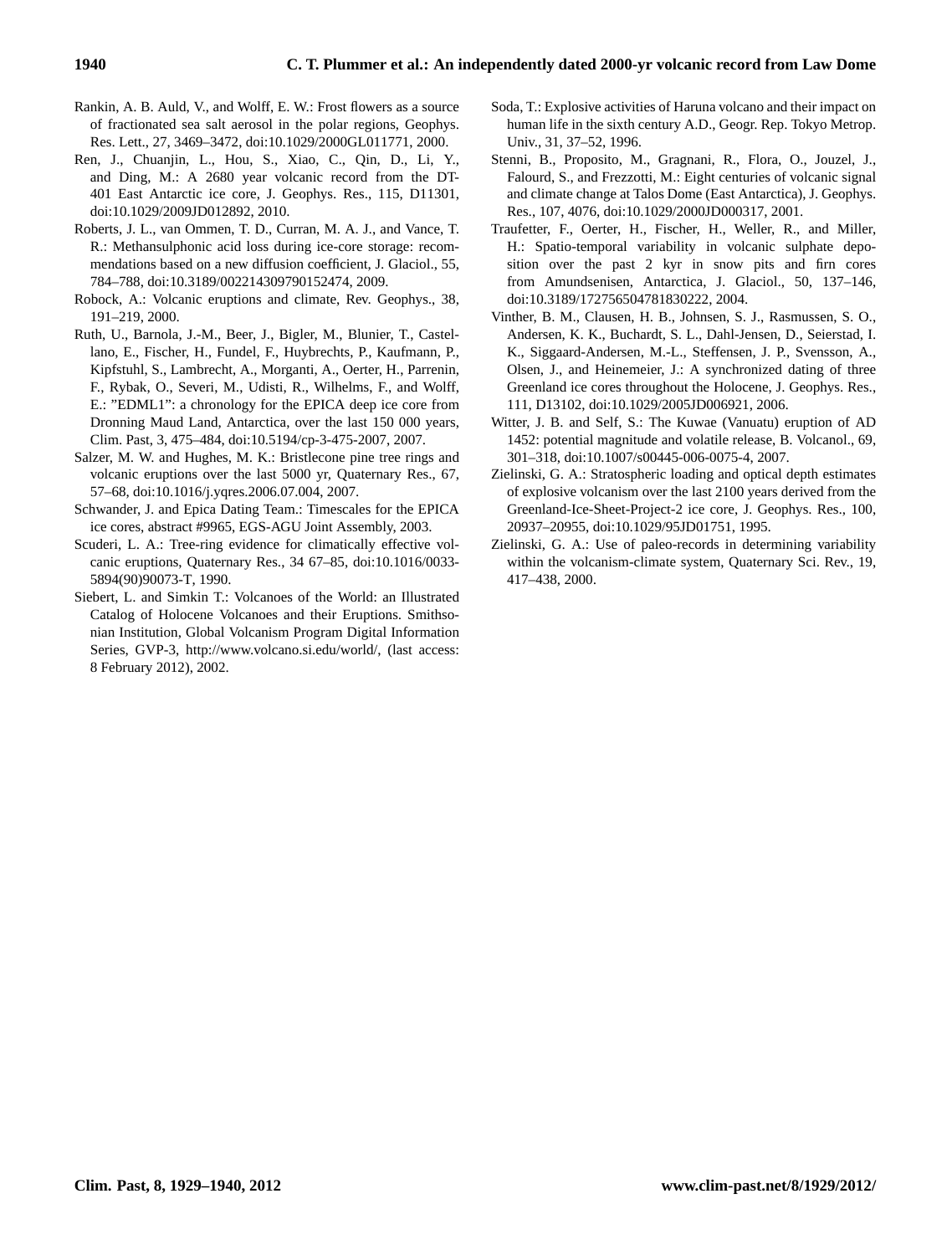Rankin, A. B. Auld, V., and Wolff, E. W.: Frost flowers as a source of fractionated sea salt aerosol in the polar regions, Geophys. Res. Lett., 27, 3469–3472, doi:10.1029/2000GL011771, 2000.

Ren, J., Chuanjin, L., Hou, S., Xiao, C., Qin, D., Li, Y., and Ding, M.: A 2680 year volcanic record from the DT-401 East Antarctic ice core, J. Geophys. Res., 115, D11301, doi:10.1029/2009JD012892, 2010.

Roberts, J. L., van Ommen, T. D., Curran, M. A. J., and Vance, T. R.: Methansulphonic acid loss during ice-core storage: recommendations based on a new diffusion coefficient, J. Glaciol., 55, 784–788, doi:10.3189/002214309790152474, 2009.

Robock, A.: Volcanic eruptions and climate, Rev. Geophys., 38, 191–219, 2000.

Ruth, U., Barnola, J.-M., Beer, J., Bigler, M., Blunier, T., Castellano, E., Fischer, H., Fundel, F., Huybrechts, P., Kaufmann, P., Kipfstuhl, S., Lambrecht, A., Morganti, A., Oerter, H., Parrenin, F., Rybak, O., Severi, M., Udisti, R., Wilhelms, F., and Wolff, E.: "EDML1": a chronology for the EPICA deep ice core from Dronning Maud Land, Antarctica, over the last 150 000 years, Clim. Past, 3, 475–484, doi:10.5194/cp-3-475-2007, 2007.

Salzer, M. W. and Hughes, M. K.: Bristlecone pine tree rings and volcanic eruptions over the last 5000 yr, Quaternary Res., 67, 57–68, doi:10.1016/j.yqres.2006.07.004, 2007.

Schwander, J. and Epica Dating Team.: Timescales for the EPICA ice cores, abstract #9965, EGS-AGU Joint Assembly, 2003.

Scuderi, L. A.: Tree-ring evidence for climatically effective volcanic eruptions, Quaternary Res., 34 67–85, doi:10.1016/0033-5894(90)90073-T, 1990.

Siebert, L. and Simkin T.: Volcanoes of the World: an Illustrated Catalog of Holocene Volcanoes and their Eruptions. Smithsonian Institution, Global Volcanism Program Digital Information Series, GVP-3, http://www.volcano.si.edu/world/, (last access: 8 February 2012), 2002.

Soda, T.: Explosive activities of Haruna volcano and their impact on human life in the sixth century A.D., Geogr. Rep. Tokyo Metrop. Univ., 31, 37–52, 1996.

Stenni, B., Proposito, M., Gragnani, R., Flora, O., Jouzel, J., Falourd, S., and Frezzotti, M.: Eight centuries of volcanic signal and climate change at Talos Dome (East Antarctica), J. Geophys. Res., 107, 4076, doi:10.1029/2000JD000317, 2001.

Traufetter, F., Oerter, H., Fischer, H., Weller, R., and Miller, H.: Spatio-temporal variability in volcanic sulphate deposition over the past 2 kyr in snow pits and firn cores from Amundsenisen, Antarctica, J. Glaciol., 50, 137–146, doi:10.3189/172756504781830222, 2004.

Vinther, B. M., Clausen, H. B., Johnsen, S. J., Rasmussen, S. O., Andersen, K. K., Buchardt, S. L., Dahl-Jensen, D., Seierstad, I. K., Siggaard-Andersen, M.-L., Steffensen, J. P., Svensson, A., Olsen, J., and Heinemeier, J.: A synchronized dating of three Greenland ice cores throughout the Holocene, J. Geophys. Res., 111, D13102, doi:10.1029/2005JD006921, 2006.

Witter, J. B. and Self, S.: The Kuwae (Vanuatu) eruption of AD 1452: potential magnitude and volatile release, B. Volcanol., 69, 301–318, doi:10.1007/s00445-006-0075-4, 2007.

Zielinski, G. A.: Stratospheric loading and optical depth estimates of explosive volcanism over the last 2100 years derived from the Greenland-Ice-Sheet-Project-2 ice core, J. Geophys. Res., 100, 20937–20955, doi:10.1029/95JD01751, 1995.

Zielinski, G. A.: Use of paleo-records in determining variability within the volcanism-climate system, Quaternary Sci. Rev., 19, 417–438, 2000.